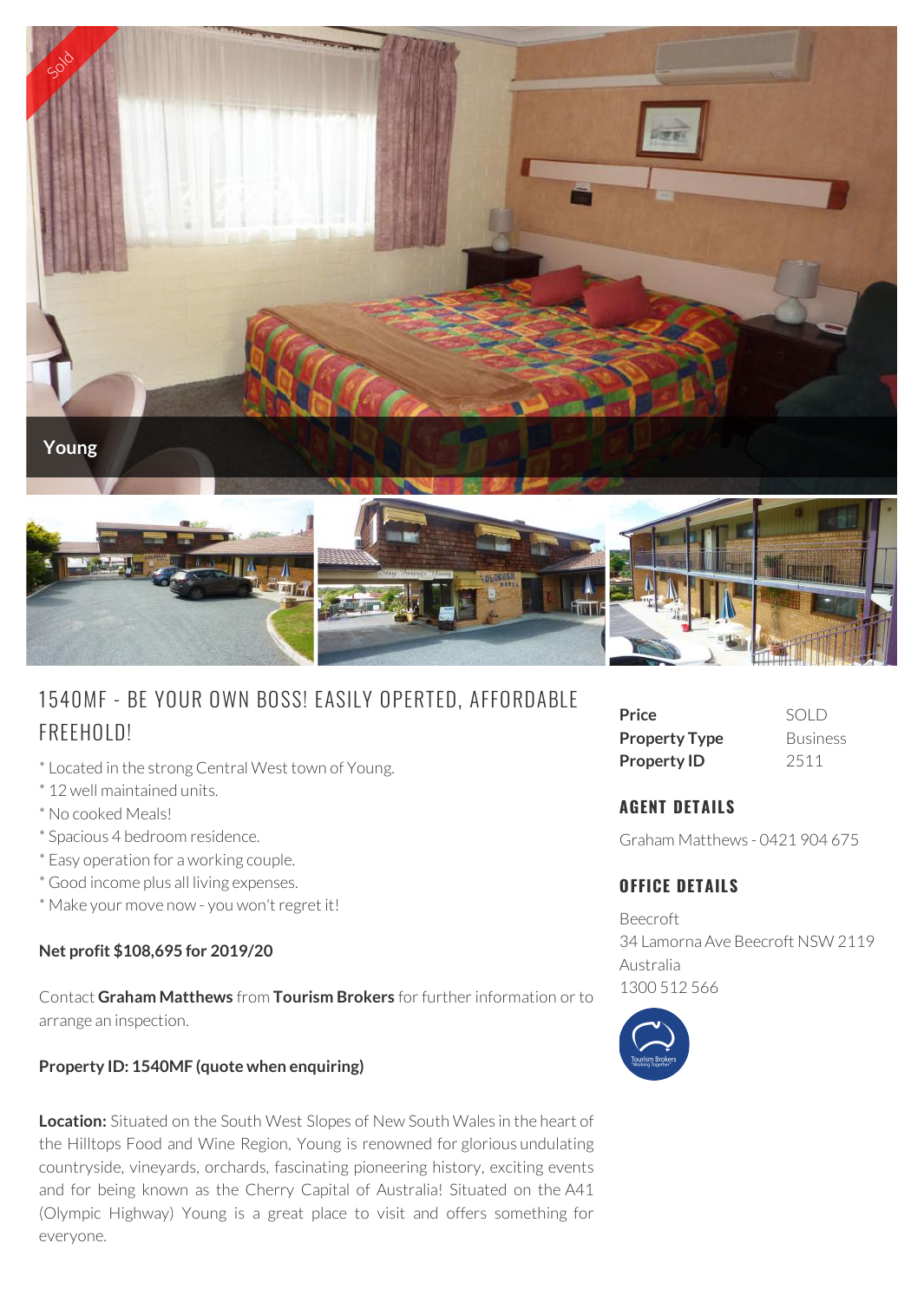Young

# 1540MF - BE YOUR OWN BOSS! EASILY OPERTED, AFFORDABLE FREEHOLD!

* Located in the strong Central West town of Young.
* 12 well maintained units.
* No cooked Meals!
* Spacious 4 bedroom residence.
* Easy operation for a working couple.
* Good income plus all living expenses.
* Make your move now - you won't regret it!

**Net profit $108,695 for 2019/20**

Contact **Graham Matthews** from **Tourism Brokers** for further information or to arrange an inspection.

**Property ID: 1540MF (quote when enquiring)**

**Location:** Situated on the South West Slopes of New South Wales in the heart of the Hilltops Food and Wine Region, Young is renowned for glorious undulating countryside, vineyards, orchards, fascinating pioneering history, exciting events and for being known as the Cherry Capital of Australia! Situated on the A41 (Olympic Highway) Young is a great place to visit and offers something for everyone.

| | |
|---|---|
| **Price** | SOLD |
| **Property Type** | Business |
| **Property ID** | 2511 |

## AGENT DETAILS

Graham Matthews - 0421 904 675

## OFFICE DETAILS

Beecroft
34 Lamorna Ave Beecroft NSW 2119
Australia
1300 512 566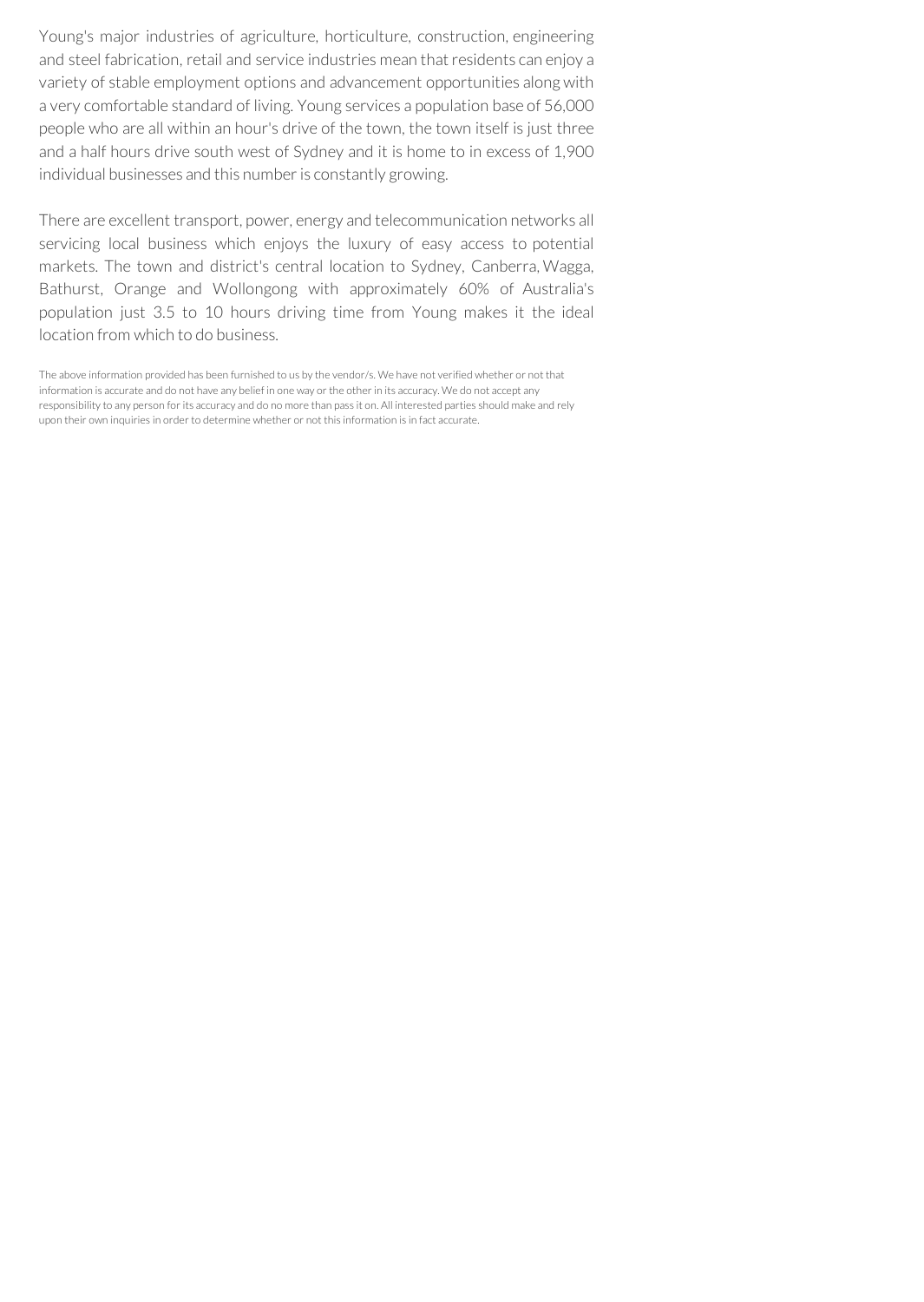Young's major industries of agriculture, horticulture, construction, engineering and steel fabrication, retail and service industries mean that residents can enjoy a variety of stable employment options and advancement opportunities along with a very comfortable standard of living. Young services a population base of 56,000 people who are all within an hour's drive of the town, the town itself is just three and a half hours drive south west of Sydney and it is home to in excess of 1,900 individual businesses and this number is constantly growing.

There are excellent transport, power, energy and telecommunication networks all servicing local business which enjoys the luxury of easy access to potential markets. The town and district's central location to Sydney, Canberra, Wagga, Bathurst, Orange and Wollongong with approximately 60% of Australia's population just 3.5 to 10 hours driving time from Young makes it the ideal location from which to do business.

The above information provided has been furnished to us by the vendor/s. We have not verified whether or not that information is accurate and do not have any belief in one way or the other in its accuracy. We do not accept any responsibility to any person for its accuracy and do no more than pass it on. All interested parties should make and rely upon their own inquiries in order to determine whether or not this information is in fact accurate.